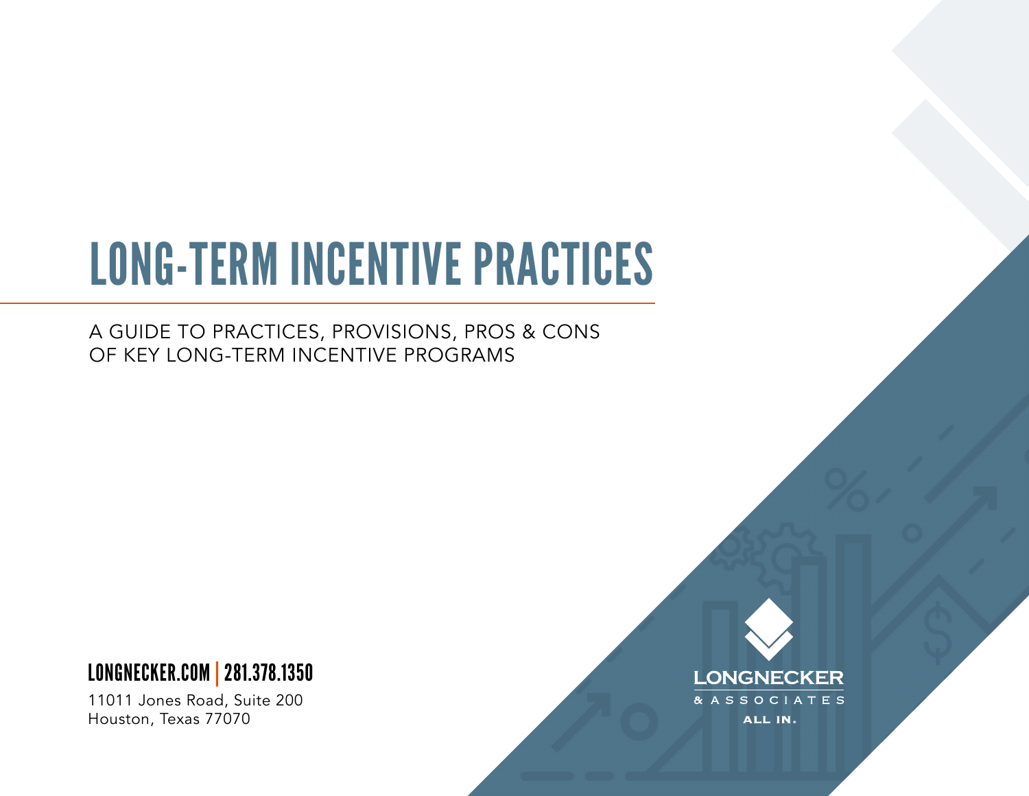# LONG-TERM INCENTIVE PRACTICES

A GUIDE TO PRACTICES, PROVISIONS, PROS & CONS OF KEY LONG-TERM INCENTIVE PROGRAMS

**LONGNECKER.COM | 281.378.1350**

11011 Jones Road, Suite 200
Houston, Texas 77070

LONGNECKER & ASSOCIATES
ALL IN.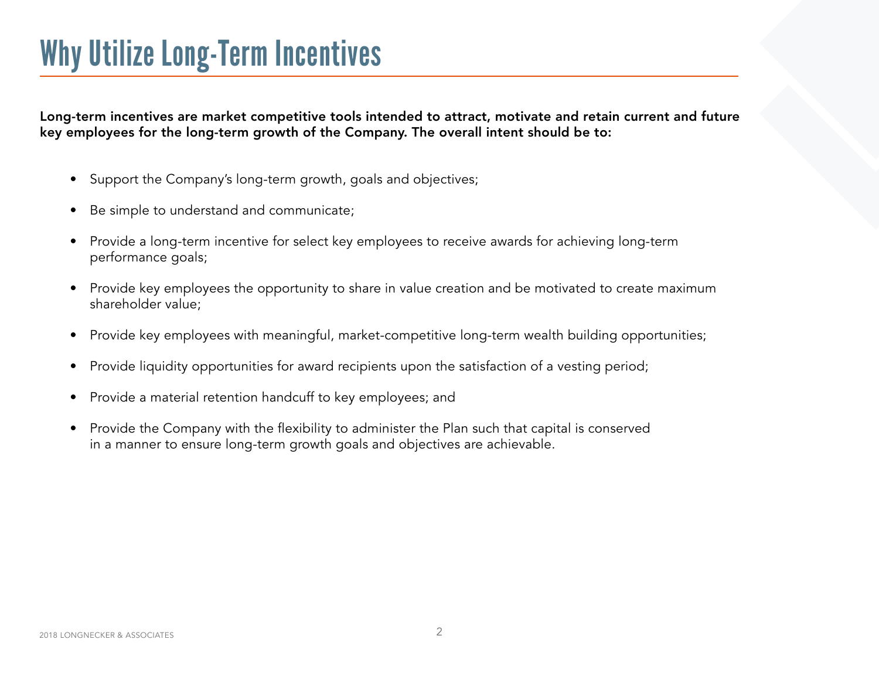# Why Utilize Long-Term Incentives

**Long-term incentives are market competitive tools intended to attract, motivate and retain current and future key employees for the long-term growth of the Company. The overall intent should be to:**

- Support the Company's long-term growth, goals and objectives;
- Be simple to understand and communicate;
- Provide a long-term incentive for select key employees to receive awards for achieving long-term performance goals;
- Provide key employees the opportunity to share in value creation and be motivated to create maximum shareholder value;
- Provide key employees with meaningful, market-competitive long-term wealth building opportunities;
- Provide liquidity opportunities for award recipients upon the satisfaction of a vesting period;
- Provide a material retention handcuff to key employees; and
- Provide the Company with the flexibility to administer the Plan such that capital is conserved in a manner to ensure long-term growth goals and objectives are achievable.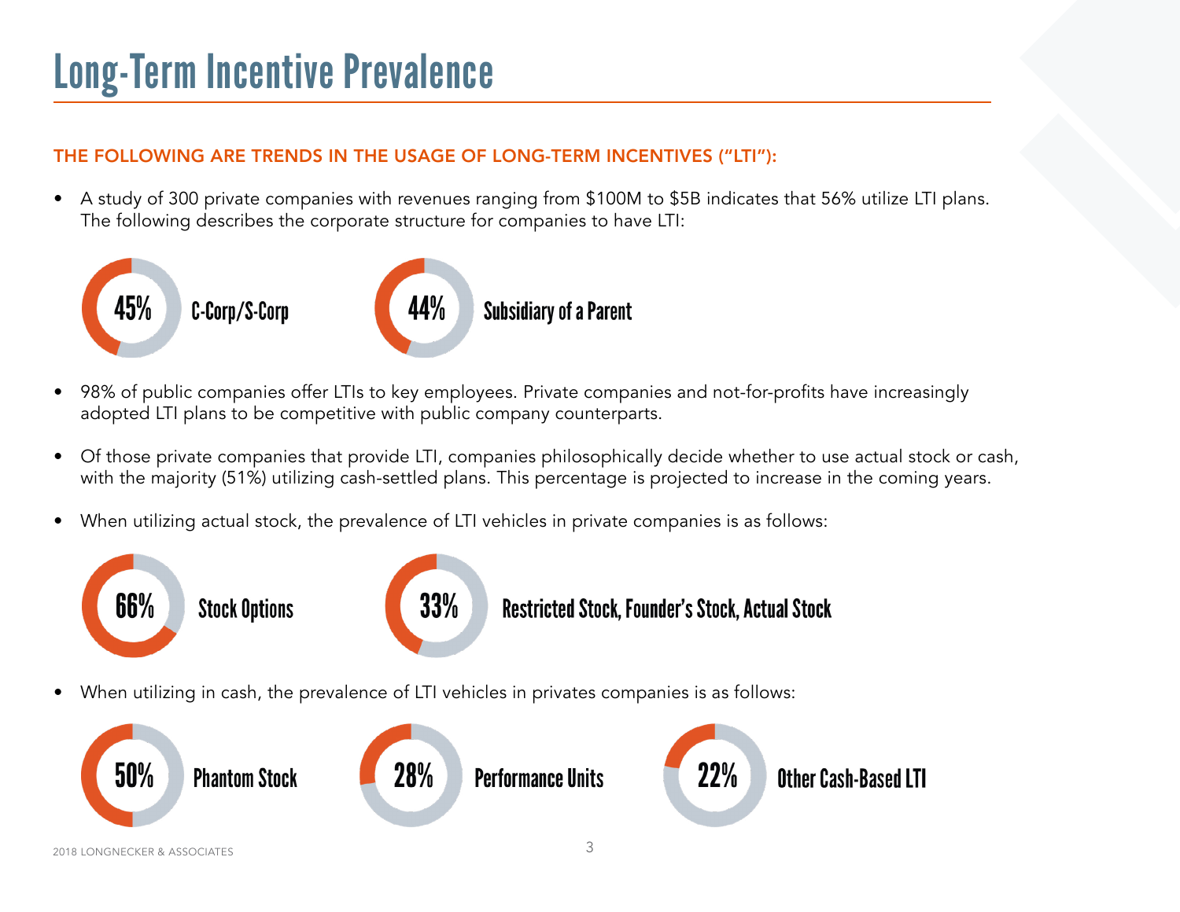# Long-Term Incentive Prevalence

**THE FOLLOWING ARE TRENDS IN THE USAGE OF LONG-TERM INCENTIVES ("LTI"):**

- A study of 300 private companies with revenues ranging from $100M to $5B indicates that 56% utilize LTI plans. The following describes the corporate structure for companies to have LTI:

**45%** C-Corp/S-Corp

**44%** Subsidiary of a Parent

- 98% of public companies offer LTIs to key employees. Private companies and not-for-profits have increasingly adopted LTI plans to be competitive with public company counterparts.

- Of those private companies that provide LTI, companies philosophically decide whether to use actual stock or cash, with the majority (51%) utilizing cash-settled plans. This percentage is projected to increase in the coming years.

- When utilizing actual stock, the prevalence of LTI vehicles in private companies is as follows:

**66%** Stock Options

**33%** Restricted Stock, Founder's Stock, Actual Stock

- When utilizing in cash, the prevalence of LTI vehicles in privates companies is as follows:

**50%** Phantom Stock

**28%** Performance Units

**22%** Other Cash-Based LTI

2018 LONGNECKER & ASSOCIATES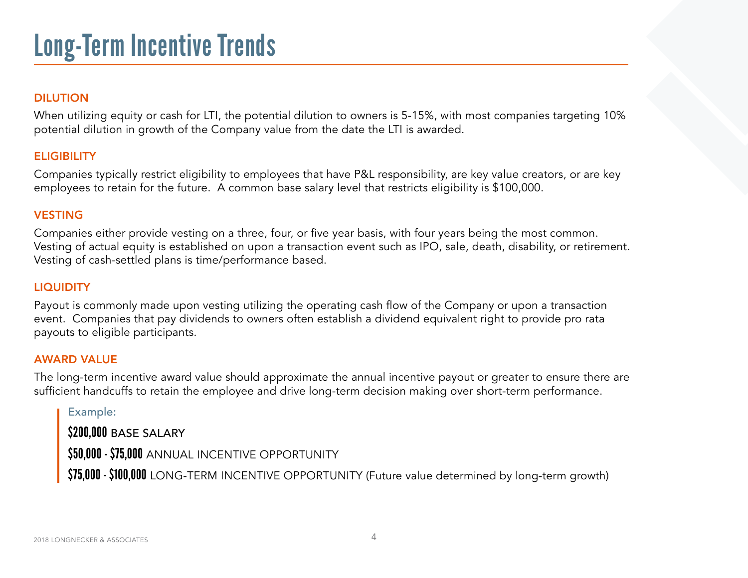# Long-Term Incentive Trends

## DILUTION

When utilizing equity or cash for LTI, the potential dilution to owners is 5-15%, with most companies targeting 10% potential dilution in growth of the Company value from the date the LTI is awarded.

## ELIGIBILITY

Companies typically restrict eligibility to employees that have P&L responsibility, are key value creators, or are key employees to retain for the future. A common base salary level that restricts eligibility is $100,000.

## VESTING

Companies either provide vesting on a three, four, or five year basis, with four years being the most common. Vesting of actual equity is established on upon a transaction event such as IPO, sale, death, disability, or retirement. Vesting of cash-settled plans is time/performance based.

## LIQUIDITY

Payout is commonly made upon vesting utilizing the operating cash flow of the Company or upon a transaction event. Companies that pay dividends to owners often establish a dividend equivalent right to provide pro rata payouts to eligible participants.

## AWARD VALUE

The long-term incentive award value should approximate the annual incentive payout or greater to ensure there are sufficient handcuffs to retain the employee and drive long-term decision making over short-term performance.

> Example:
>
> **$200,000** BASE SALARY
>
> **$50,000 - $75,000** ANNUAL INCENTIVE OPPORTUNITY
>
> **$75,000 - $100,000** LONG-TERM INCENTIVE OPPORTUNITY (Future value determined by long-term growth)

2018 LONGNECKER & ASSOCIATES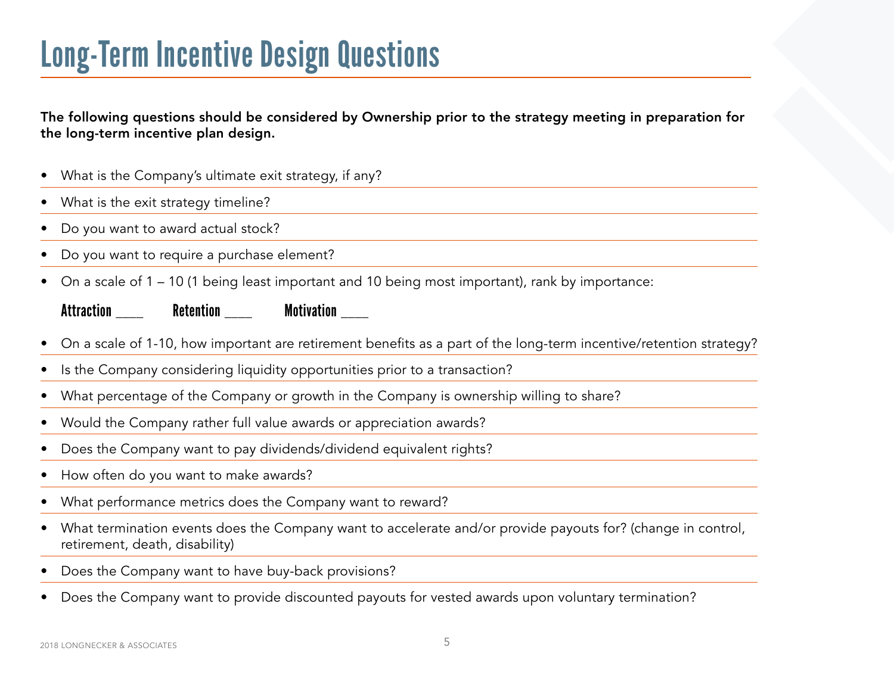# Long-Term Incentive Design Questions

**The following questions should be considered by Ownership prior to the strategy meeting in preparation for the long-term incentive plan design.**

- What is the Company's ultimate exit strategy, if any?
- What is the exit strategy timeline?
- Do you want to award actual stock?
- Do you want to require a purchase element?
- On a scale of 1 – 10 (1 being least important and 10 being most important), rank by importance:

  **Attraction ____ Retention ____ Motivation ____**

- On a scale of 1-10, how important are retirement benefits as a part of the long-term incentive/retention strategy?
- Is the Company considering liquidity opportunities prior to a transaction?
- What percentage of the Company or growth in the Company is ownership willing to share?
- Would the Company rather full value awards or appreciation awards?
- Does the Company want to pay dividends/dividend equivalent rights?
- How often do you want to make awards?
- What performance metrics does the Company want to reward?
- What termination events does the Company want to accelerate and/or provide payouts for? (change in control, retirement, death, disability)
- Does the Company want to have buy-back provisions?
- Does the Company want to provide discounted payouts for vested awards upon voluntary termination?

2018 LONGNECKER & ASSOCIATES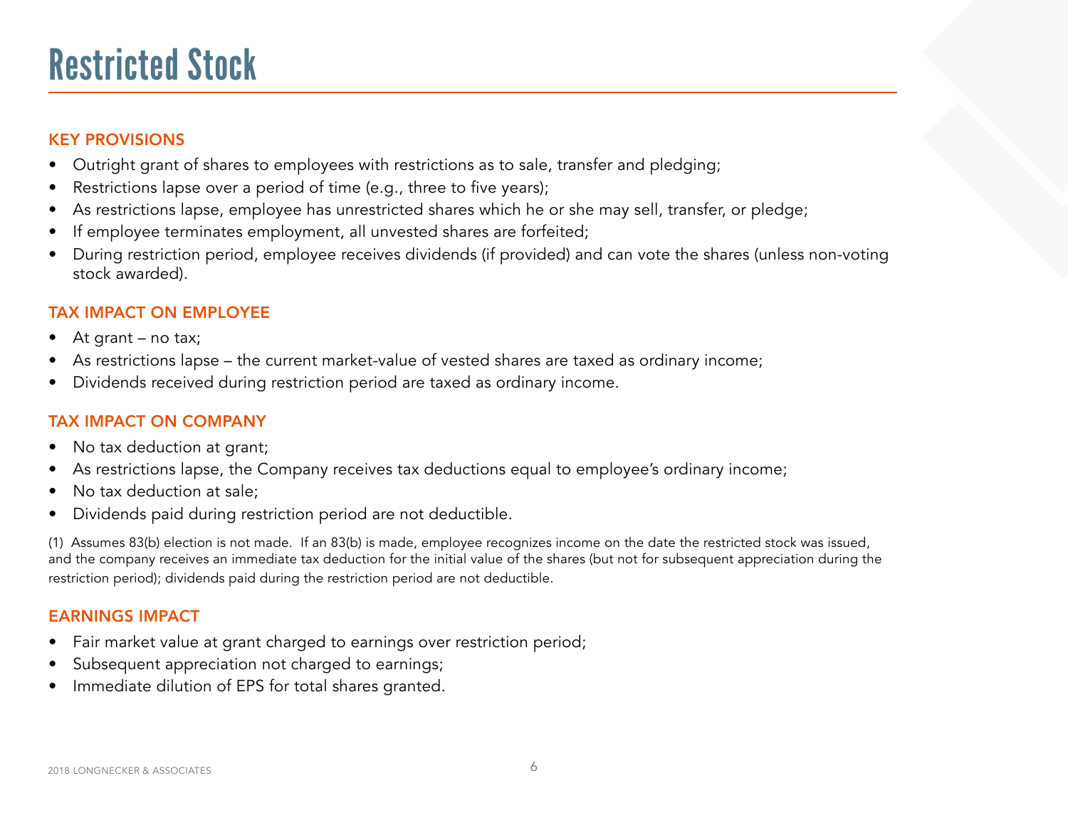# Restricted Stock

## KEY PROVISIONS

- Outright grant of shares to employees with restrictions as to sale, transfer and pledging;
- Restrictions lapse over a period of time (e.g., three to five years);
- As restrictions lapse, employee has unrestricted shares which he or she may sell, transfer, or pledge;
- If employee terminates employment, all unvested shares are forfeited;
- During restriction period, employee receives dividends (if provided) and can vote the shares (unless non-voting stock awarded).

## TAX IMPACT ON EMPLOYEE

- At grant – no tax;
- As restrictions lapse – the current market-value of vested shares are taxed as ordinary income;
- Dividends received during restriction period are taxed as ordinary income.

## TAX IMPACT ON COMPANY

- No tax deduction at grant;
- As restrictions lapse, the Company receives tax deductions equal to employee's ordinary income;
- No tax deduction at sale;
- Dividends paid during restriction period are not deductible.

(1) Assumes 83(b) election is not made. If an 83(b) is made, employee recognizes income on the date the restricted stock was issued, and the company receives an immediate tax deduction for the initial value of the shares (but not for subsequent appreciation during the restriction period); dividends paid during the restriction period are not deductible.

## EARNINGS IMPACT

- Fair market value at grant charged to earnings over restriction period;
- Subsequent appreciation not charged to earnings;
- Immediate dilution of EPS for total shares granted.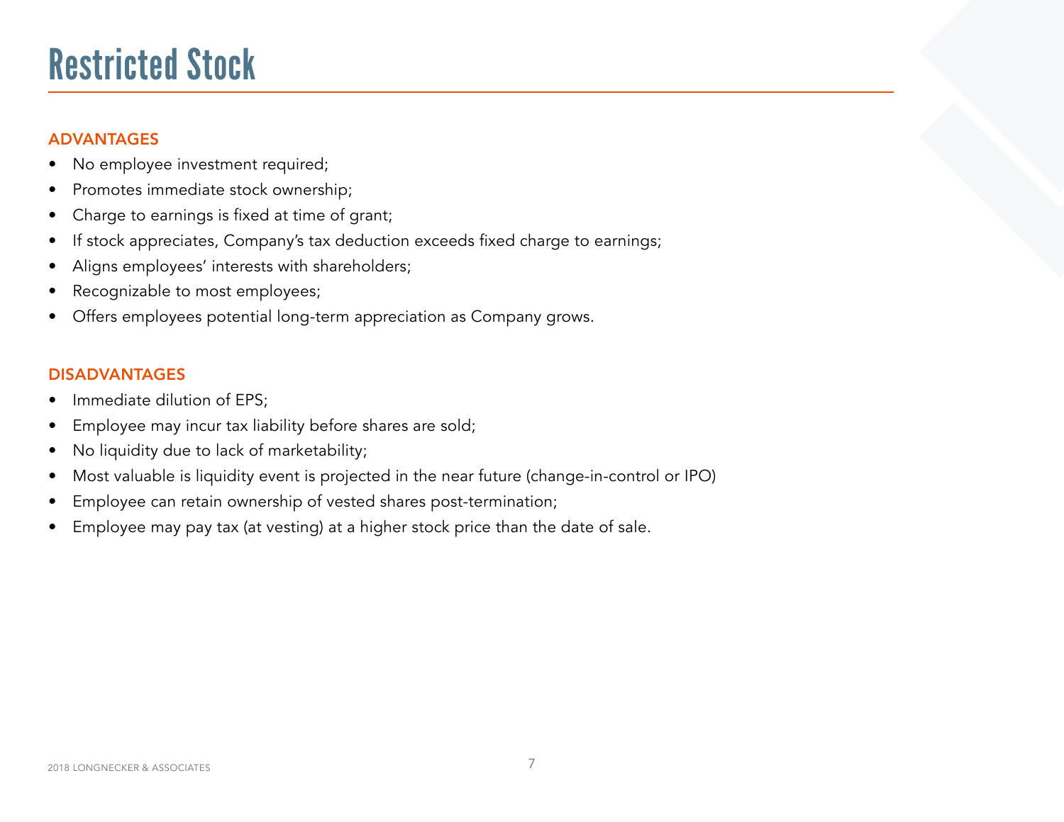# Restricted Stock

## ADVANTAGES

- No employee investment required;
- Promotes immediate stock ownership;
- Charge to earnings is fixed at time of grant;
- If stock appreciates, Company's tax deduction exceeds fixed charge to earnings;
- Aligns employees' interests with shareholders;
- Recognizable to most employees;
- Offers employees potential long-term appreciation as Company grows.

## DISADVANTAGES

- Immediate dilution of EPS;
- Employee may incur tax liability before shares are sold;
- No liquidity due to lack of marketability;
- Most valuable is liquidity event is projected in the near future (change-in-control or IPO)
- Employee can retain ownership of vested shares post-termination;
- Employee may pay tax (at vesting) at a higher stock price than the date of sale.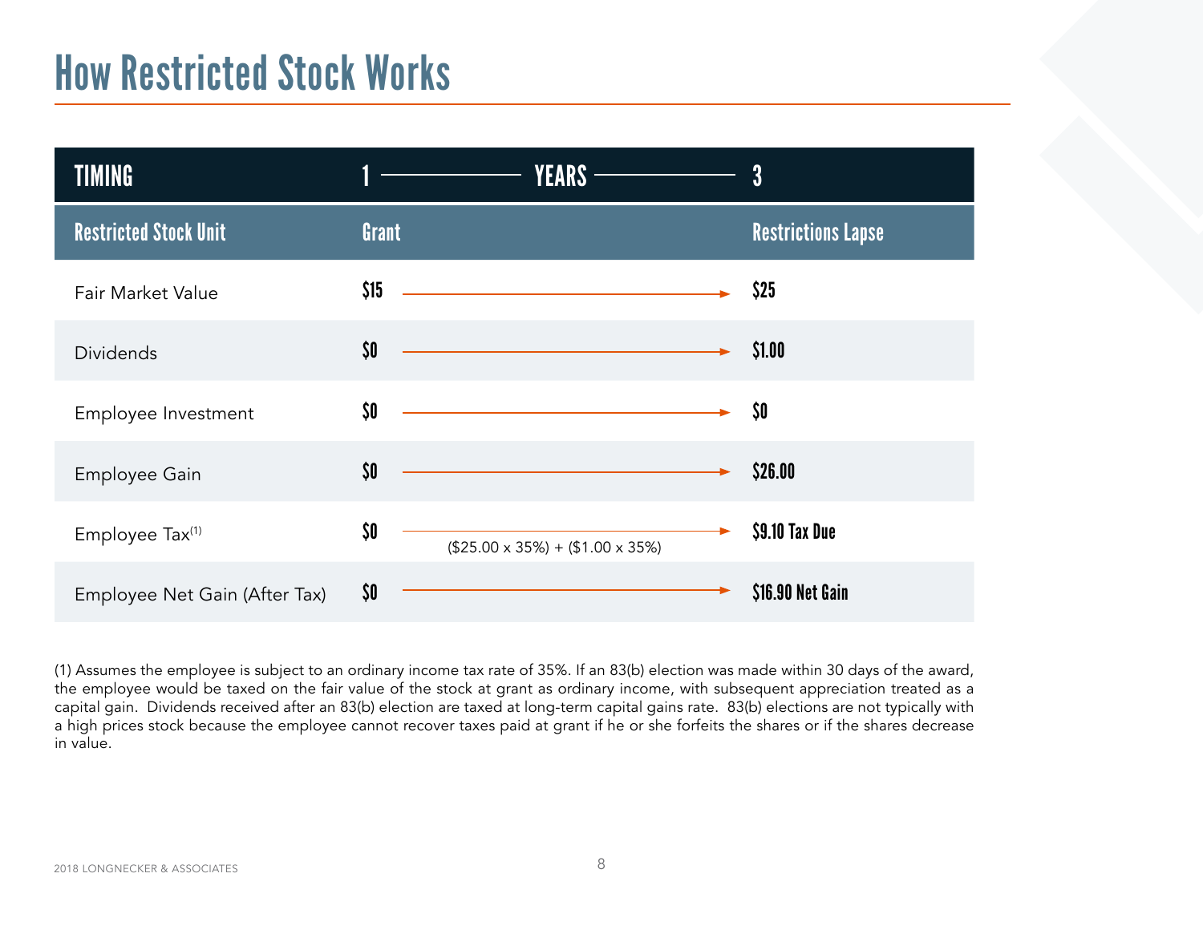# How Restricted Stock Works

| TIMING | 1 ——— YEARS ——— | 3 |
|---|---|---|
| **Restricted Stock Unit** | **Grant** | **Restrictions Lapse** |
| Fair Market Value | $15 → | $25 |
| Dividends | $0 → | $1.00 |
| Employee Investment | $0 → | $0 |
| Employee Gain | $0 → | $26.00 |
| Employee Tax[1] | $0 → ($25.00 x 35%) + ($1.00 x 35%) | $9.10 Tax Due |
| Employee Net Gain (After Tax) | $0 → | $16.90 Net Gain |

(1) Assumes the employee is subject to an ordinary income tax rate of 35%. If an 83(b) election was made within 30 days of the award, the employee would be taxed on the fair value of the stock at grant as ordinary income, with subsequent appreciation treated as a capital gain. Dividends received after an 83(b) election are taxed at long-term capital gains rate. 83(b) elections are not typically with a high prices stock because the employee cannot recover taxes paid at grant if he or she forfeits the shares or if the shares decrease in value.

2018 LONGNECKER & ASSOCIATES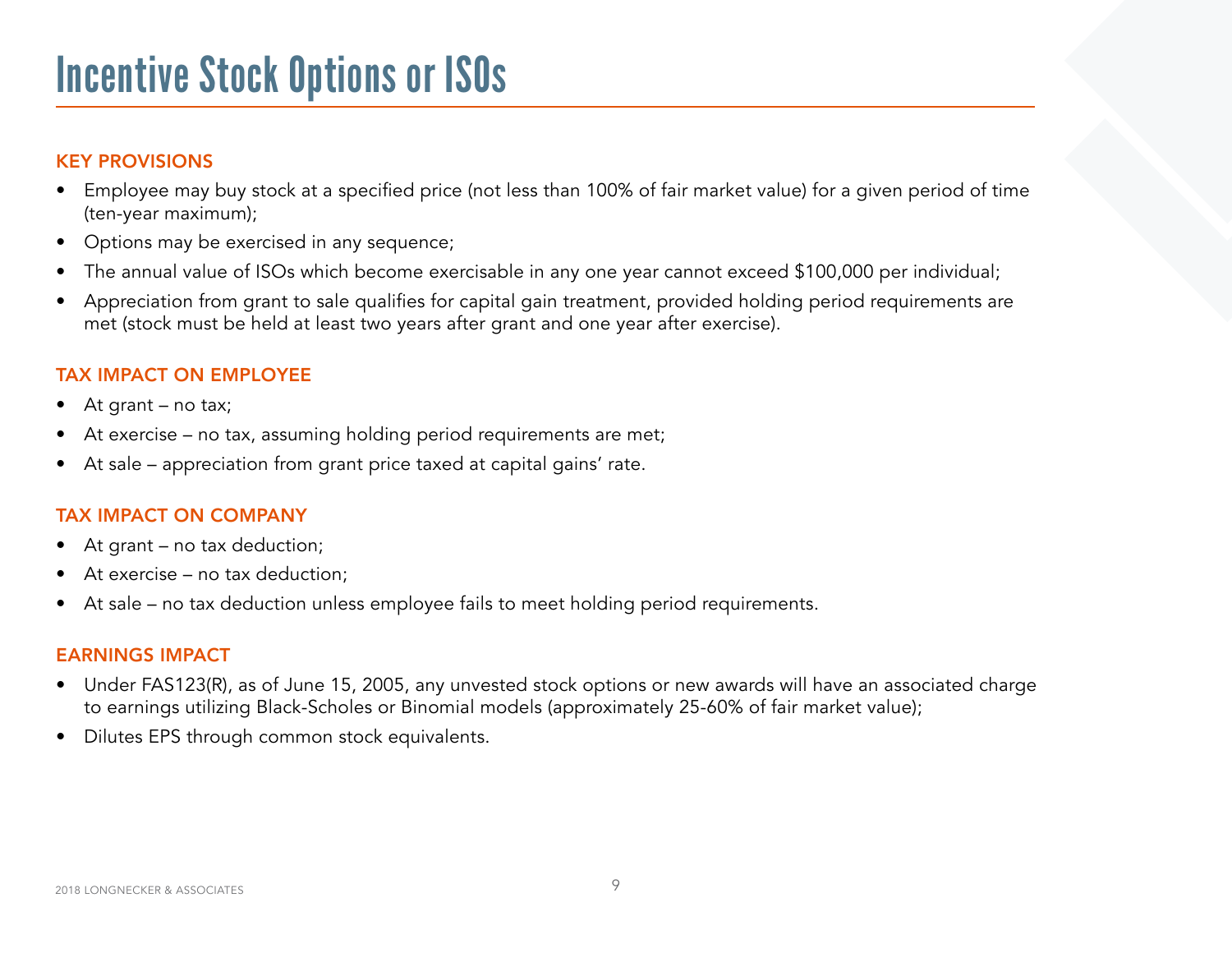# Incentive Stock Options or ISOs

## KEY PROVISIONS

- Employee may buy stock at a specified price (not less than 100% of fair market value) for a given period of time (ten-year maximum);
- Options may be exercised in any sequence;
- The annual value of ISOs which become exercisable in any one year cannot exceed $100,000 per individual;
- Appreciation from grant to sale qualifies for capital gain treatment, provided holding period requirements are met (stock must be held at least two years after grant and one year after exercise).

## TAX IMPACT ON EMPLOYEE

- At grant – no tax;
- At exercise – no tax, assuming holding period requirements are met;
- At sale – appreciation from grant price taxed at capital gains' rate.

## TAX IMPACT ON COMPANY

- At grant – no tax deduction;
- At exercise – no tax deduction;
- At sale – no tax deduction unless employee fails to meet holding period requirements.

## EARNINGS IMPACT

- Under FAS123(R), as of June 15, 2005, any unvested stock options or new awards will have an associated charge to earnings utilizing Black-Scholes or Binomial models (approximately 25-60% of fair market value);
- Dilutes EPS through common stock equivalents.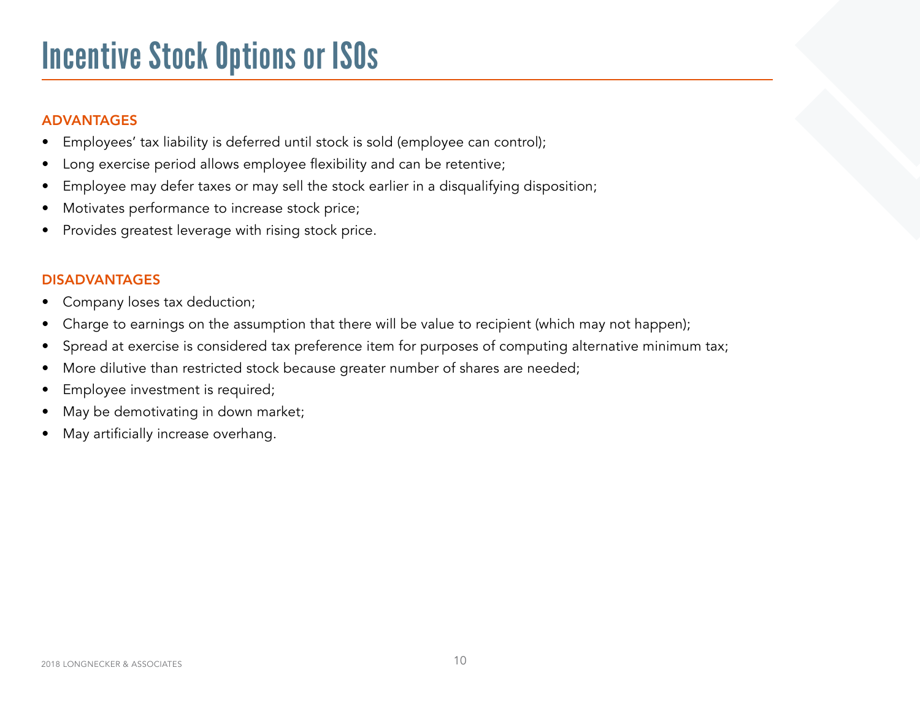# Incentive Stock Options or ISOs

## ADVANTAGES

- Employees' tax liability is deferred until stock is sold (employee can control);
- Long exercise period allows employee flexibility and can be retentive;
- Employee may defer taxes or may sell the stock earlier in a disqualifying disposition;
- Motivates performance to increase stock price;
- Provides greatest leverage with rising stock price.

## DISADVANTAGES

- Company loses tax deduction;
- Charge to earnings on the assumption that there will be value to recipient (which may not happen);
- Spread at exercise is considered tax preference item for purposes of computing alternative minimum tax;
- More dilutive than restricted stock because greater number of shares are needed;
- Employee investment is required;
- May be demotivating in down market;
- May artificially increase overhang.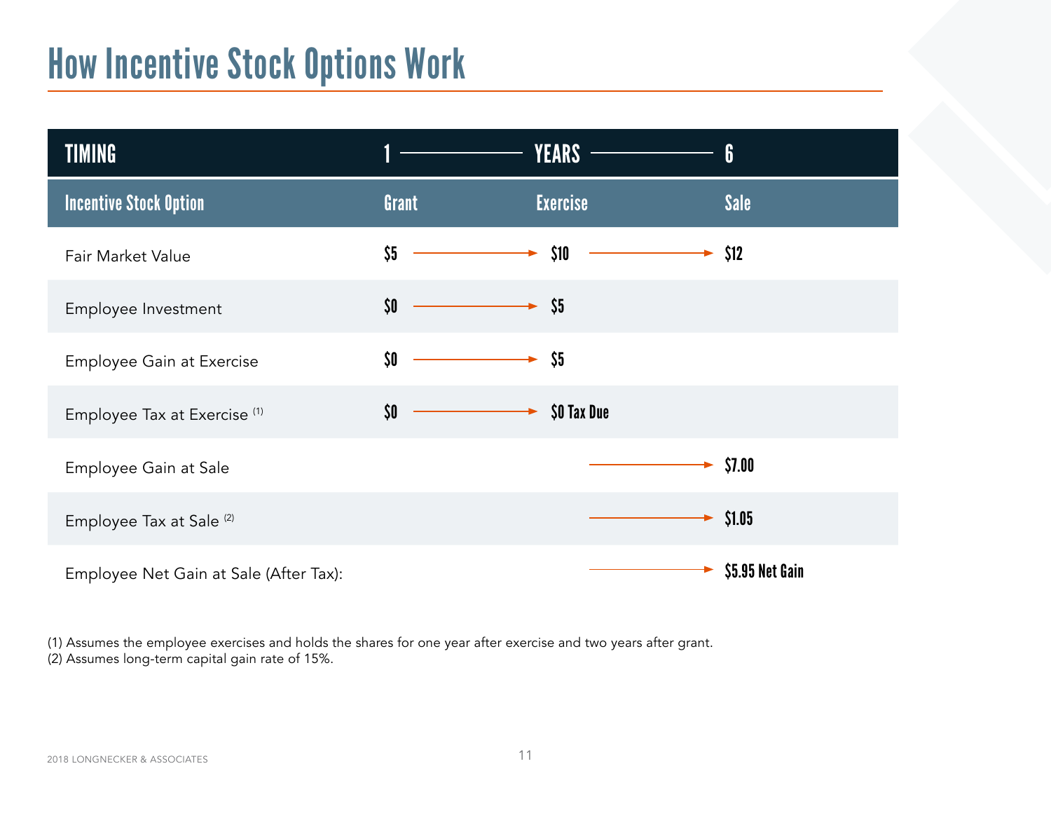# How Incentive Stock Options Work

| TIMING | 1 | YEARS | 6 |
|---|---|---|---|
| Incentive Stock Option | Grant | Exercise | Sale |
| Fair Market Value | $5 → | $10 → | $12 |
| Employee Investment | $0 → | $5 | |
| Employee Gain at Exercise | $0 → | $5 | |
| Employee Tax at Exercise (1) | $0 → | $0 Tax Due | |
| Employee Gain at Sale | | → | $7.00 |
| Employee Tax at Sale (2) | | → | $1.05 |
| Employee Net Gain at Sale (After Tax): | | → | $5.95 Net Gain |

(1) Assumes the employee exercises and holds the shares for one year after exercise and two years after grant.
(2) Assumes long-term capital gain rate of 15%.

2018 LONGNECKER & ASSOCIATES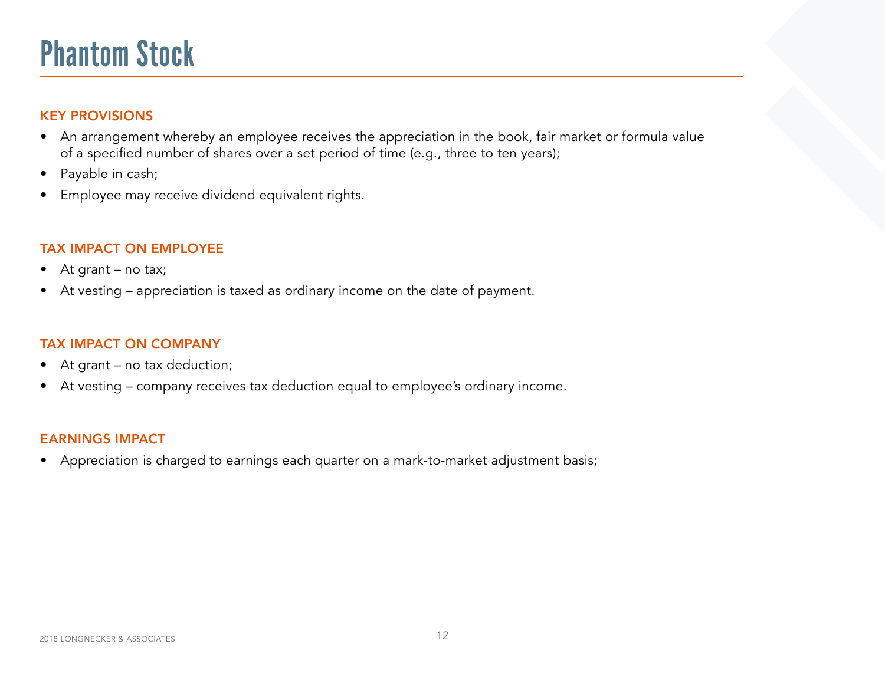# Phantom Stock

## KEY PROVISIONS

- An arrangement whereby an employee receives the appreciation in the book, fair market or formula value of a specified number of shares over a set period of time (e.g., three to ten years);
- Payable in cash;
- Employee may receive dividend equivalent rights.

## TAX IMPACT ON EMPLOYEE

- At grant – no tax;
- At vesting – appreciation is taxed as ordinary income on the date of payment.

## TAX IMPACT ON COMPANY

- At grant – no tax deduction;
- At vesting – company receives tax deduction equal to employee's ordinary income.

## EARNINGS IMPACT

- Appreciation is charged to earnings each quarter on a mark-to-market adjustment basis;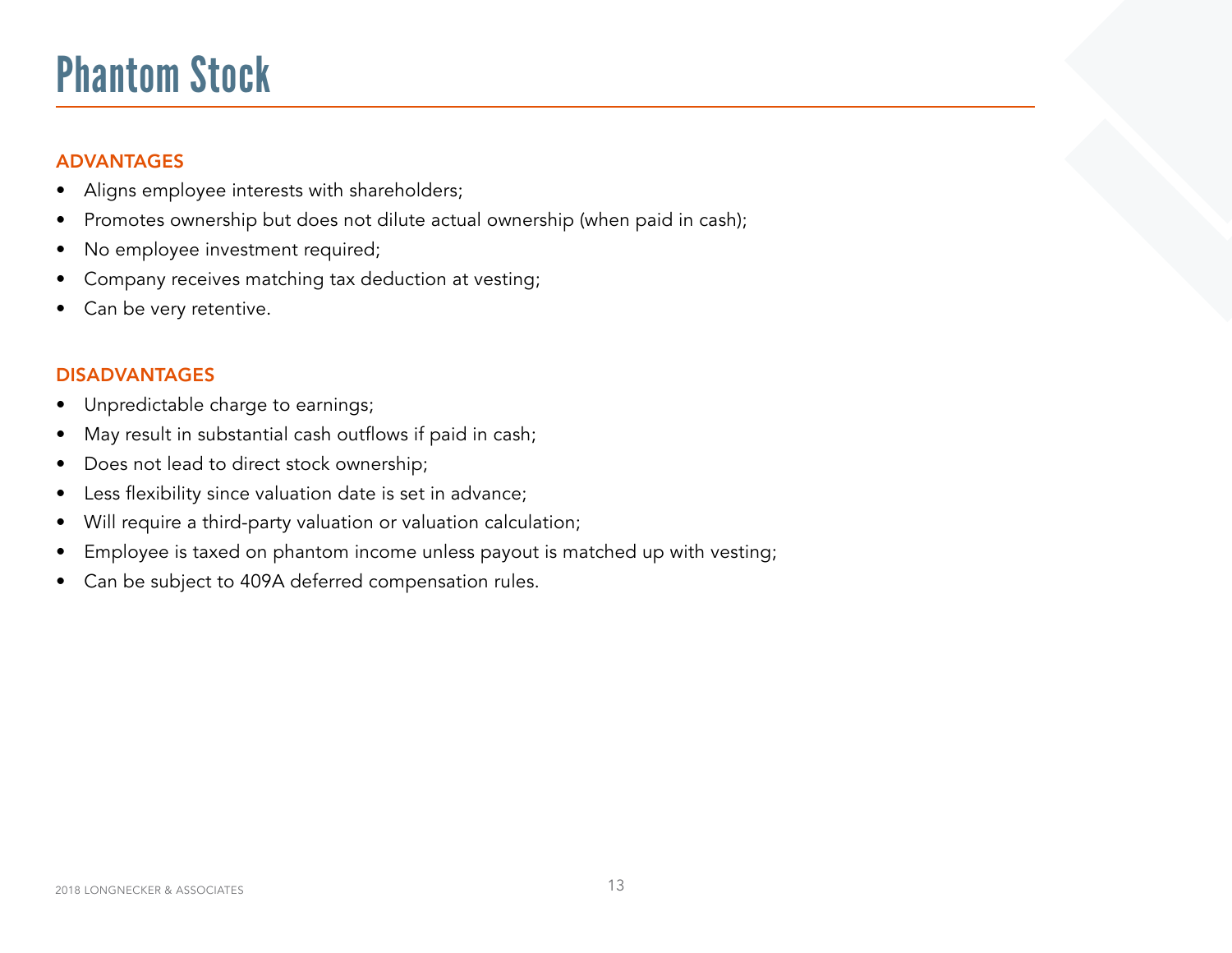# Phantom Stock

### ADVANTAGES

- Aligns employee interests with shareholders;
- Promotes ownership but does not dilute actual ownership (when paid in cash);
- No employee investment required;
- Company receives matching tax deduction at vesting;
- Can be very retentive.

### DISADVANTAGES

- Unpredictable charge to earnings;
- May result in substantial cash outflows if paid in cash;
- Does not lead to direct stock ownership;
- Less flexibility since valuation date is set in advance;
- Will require a third-party valuation or valuation calculation;
- Employee is taxed on phantom income unless payout is matched up with vesting;
- Can be subject to 409A deferred compensation rules.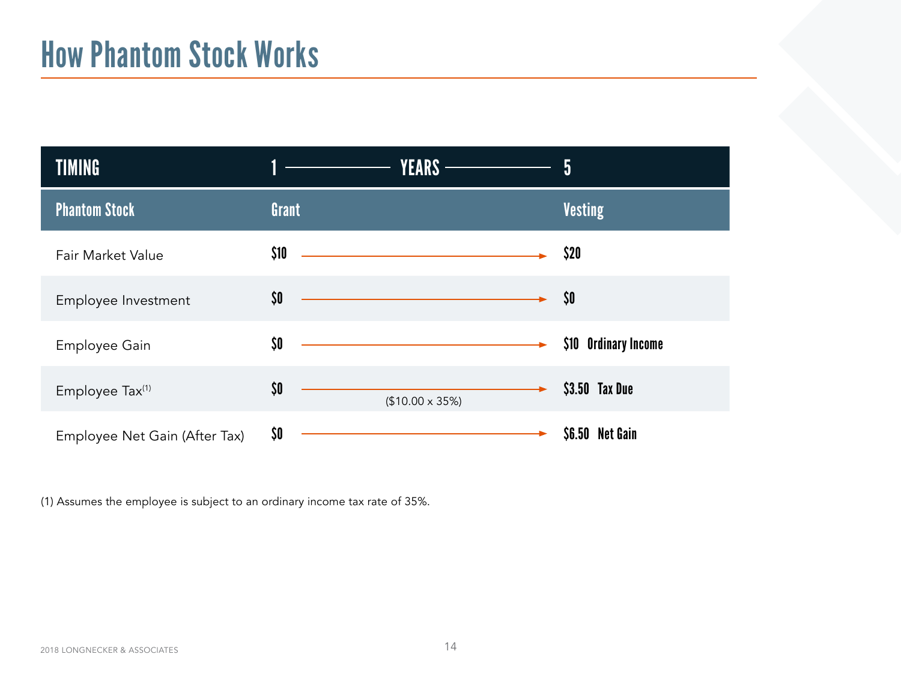# How Phantom Stock Works

| TIMING | 1 —— YEARS —— | 5 |
|---|---|---|
| **Phantom Stock** | **Grant** | **Vesting** |
| Fair Market Value | $10 → | $20 |
| Employee Investment | $0 → | $0 |
| Employee Gain | $0 → | $10 **Ordinary Income** |
| Employee Tax[1] | $0 → ($10.00 x 35%) | $3.50 **Tax Due** |
| Employee Net Gain (After Tax) | $0 → | $6.50 **Net Gain** |

(1) Assumes the employee is subject to an ordinary income tax rate of 35%.

2018 LONGNECKER & ASSOCIATES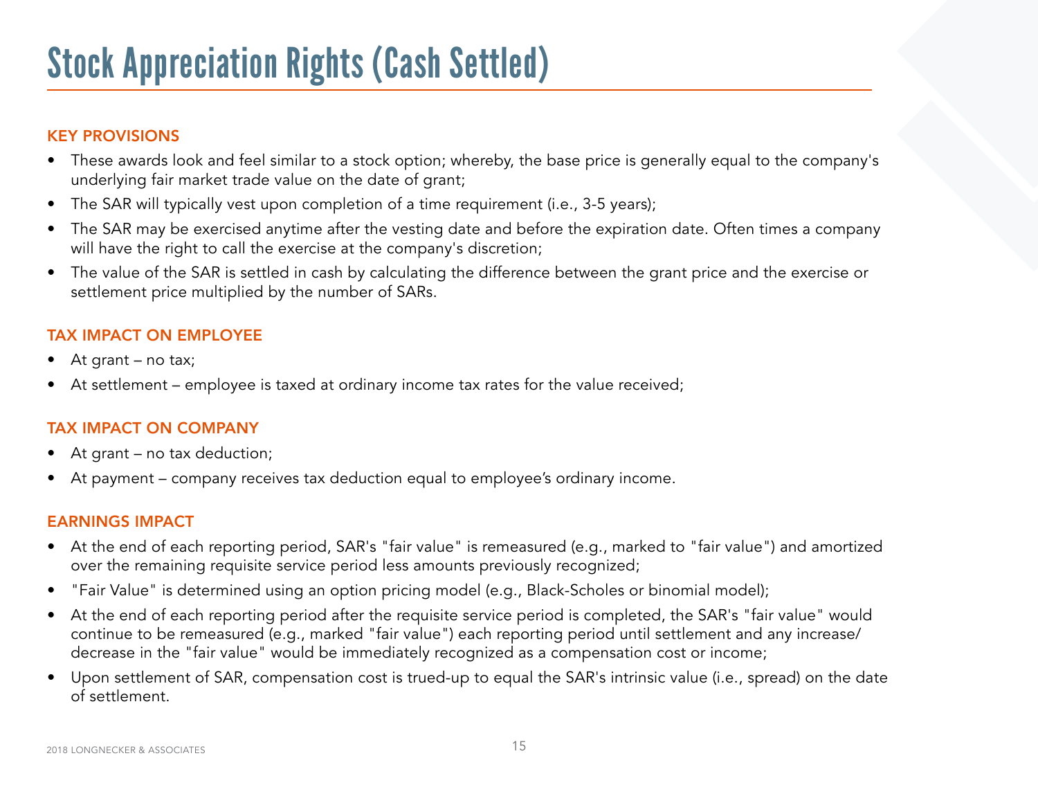# Stock Appreciation Rights (Cash Settled)

## KEY PROVISIONS

- These awards look and feel similar to a stock option; whereby, the base price is generally equal to the company's underlying fair market trade value on the date of grant;
- The SAR will typically vest upon completion of a time requirement (i.e., 3-5 years);
- The SAR may be exercised anytime after the vesting date and before the expiration date. Often times a company will have the right to call the exercise at the company's discretion;
- The value of the SAR is settled in cash by calculating the difference between the grant price and the exercise or settlement price multiplied by the number of SARs.

## TAX IMPACT ON EMPLOYEE

- At grant – no tax;
- At settlement – employee is taxed at ordinary income tax rates for the value received;

## TAX IMPACT ON COMPANY

- At grant – no tax deduction;
- At payment – company receives tax deduction equal to employee's ordinary income.

## EARNINGS IMPACT

- At the end of each reporting period, SAR's "fair value" is remeasured (e.g., marked to "fair value") and amortized over the remaining requisite service period less amounts previously recognized;
- "Fair Value" is determined using an option pricing model (e.g., Black-Scholes or binomial model);
- At the end of each reporting period after the requisite service period is completed, the SAR's "fair value" would continue to be remeasured (e.g., marked "fair value") each reporting period until settlement and any increase/ decrease in the "fair value" would be immediately recognized as a compensation cost or income;
- Upon settlement of SAR, compensation cost is trued-up to equal the SAR's intrinsic value (i.e., spread) on the date of settlement.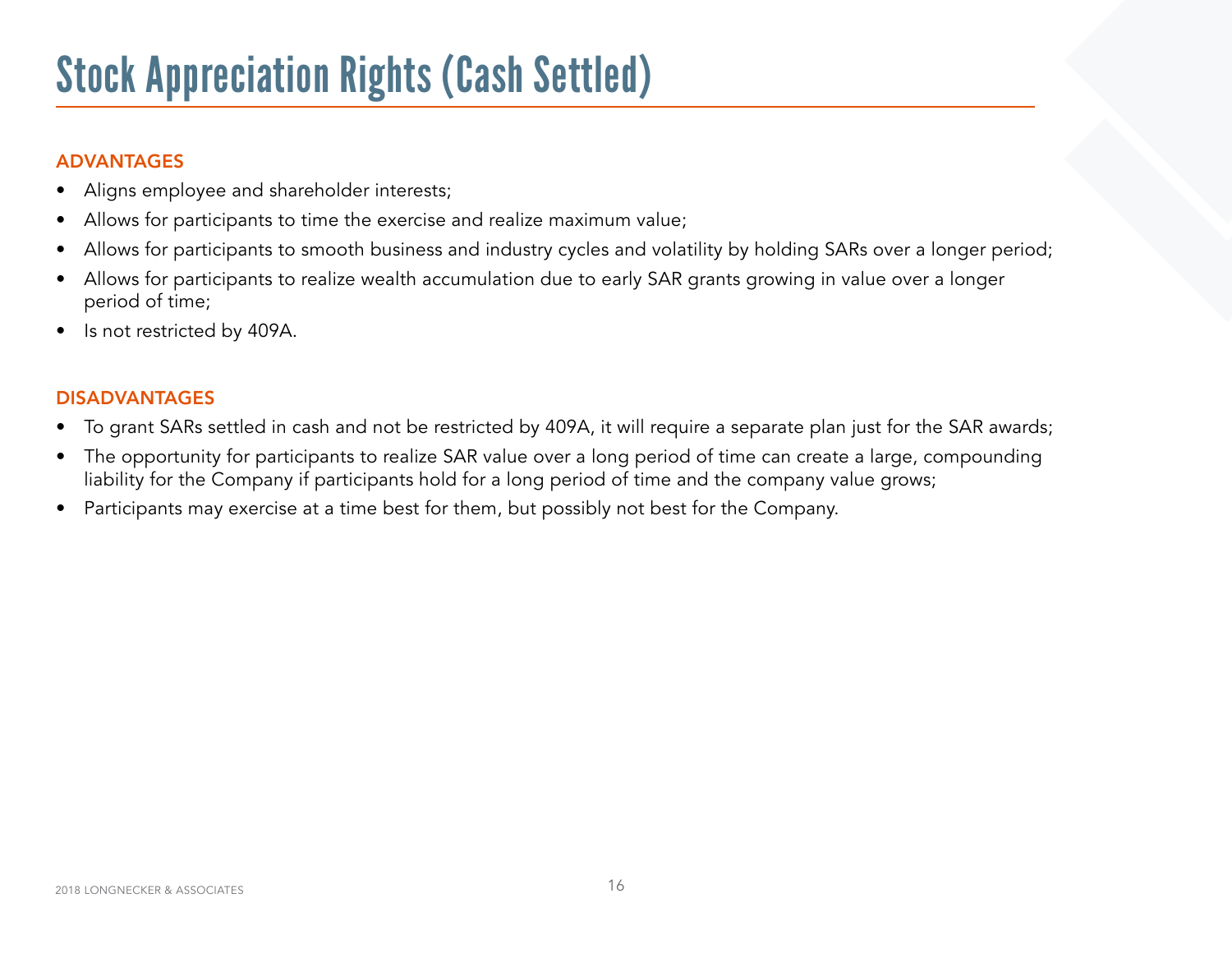# Stock Appreciation Rights (Cash Settled)

### ADVANTAGES

- Aligns employee and shareholder interests;
- Allows for participants to time the exercise and realize maximum value;
- Allows for participants to smooth business and industry cycles and volatility by holding SARs over a longer period;
- Allows for participants to realize wealth accumulation due to early SAR grants growing in value over a longer period of time;
- Is not restricted by 409A.

### DISADVANTAGES

- To grant SARs settled in cash and not be restricted by 409A, it will require a separate plan just for the SAR awards;
- The opportunity for participants to realize SAR value over a long period of time can create a large, compounding liability for the Company if participants hold for a long period of time and the company value grows;
- Participants may exercise at a time best for them, but possibly not best for the Company.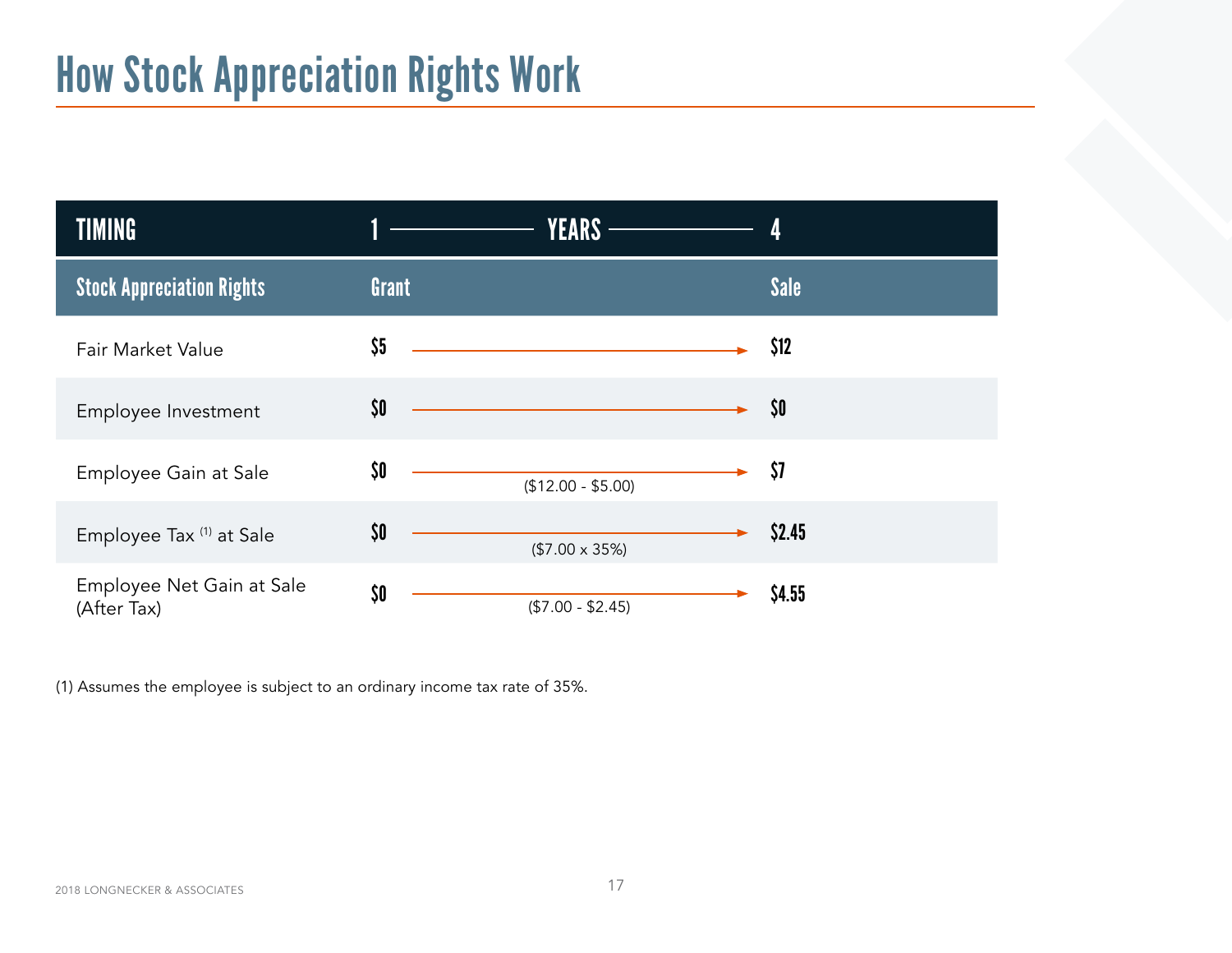# How Stock Appreciation Rights Work

| TIMING | 1 ——— YEARS ——— | | 4 |
|---|---|---|---|
| **Stock Appreciation Rights** | **Grant** | | **Sale** |
| Fair Market Value | $5 | → | $12 |
| Employee Investment | $0 | → | $0 |
| Employee Gain at Sale | $0 | ($12.00 - $5.00) → | $7 |
| Employee Tax [(1)] at Sale | $0 | ($7.00 x 35%) → | $2.45 |
| Employee Net Gain at Sale (After Tax) | $0 | ($7.00 - $2.45) → | $4.55 |

(1) Assumes the employee is subject to an ordinary income tax rate of 35%.

2018 LONGNECKER & ASSOCIATES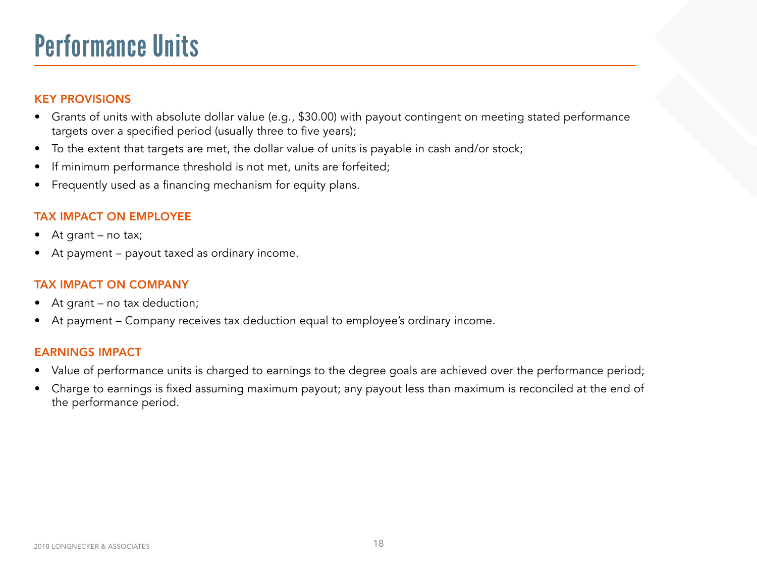# Performance Units

## KEY PROVISIONS

- Grants of units with absolute dollar value (e.g., $30.00) with payout contingent on meeting stated performance targets over a specified period (usually three to five years);
- To the extent that targets are met, the dollar value of units is payable in cash and/or stock;
- If minimum performance threshold is not met, units are forfeited;
- Frequently used as a financing mechanism for equity plans.

## TAX IMPACT ON EMPLOYEE

- At grant – no tax;
- At payment – payout taxed as ordinary income.

## TAX IMPACT ON COMPANY

- At grant – no tax deduction;
- At payment – Company receives tax deduction equal to employee's ordinary income.

## EARNINGS IMPACT

- Value of performance units is charged to earnings to the degree goals are achieved over the performance period;
- Charge to earnings is fixed assuming maximum payout; any payout less than maximum is reconciled at the end of the performance period.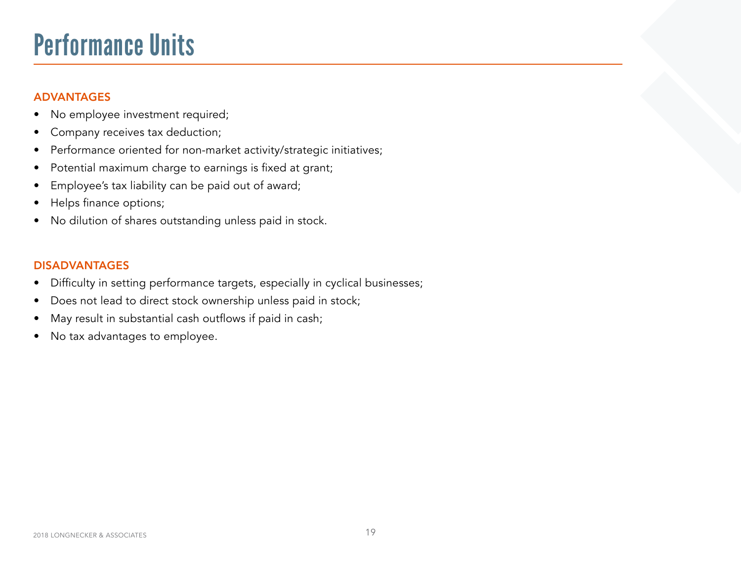# Performance Units

## ADVANTAGES

- No employee investment required;
- Company receives tax deduction;
- Performance oriented for non-market activity/strategic initiatives;
- Potential maximum charge to earnings is fixed at grant;
- Employee's tax liability can be paid out of award;
- Helps finance options;
- No dilution of shares outstanding unless paid in stock.

## DISADVANTAGES

- Difficulty in setting performance targets, especially in cyclical businesses;
- Does not lead to direct stock ownership unless paid in stock;
- May result in substantial cash outflows if paid in cash;
- No tax advantages to employee.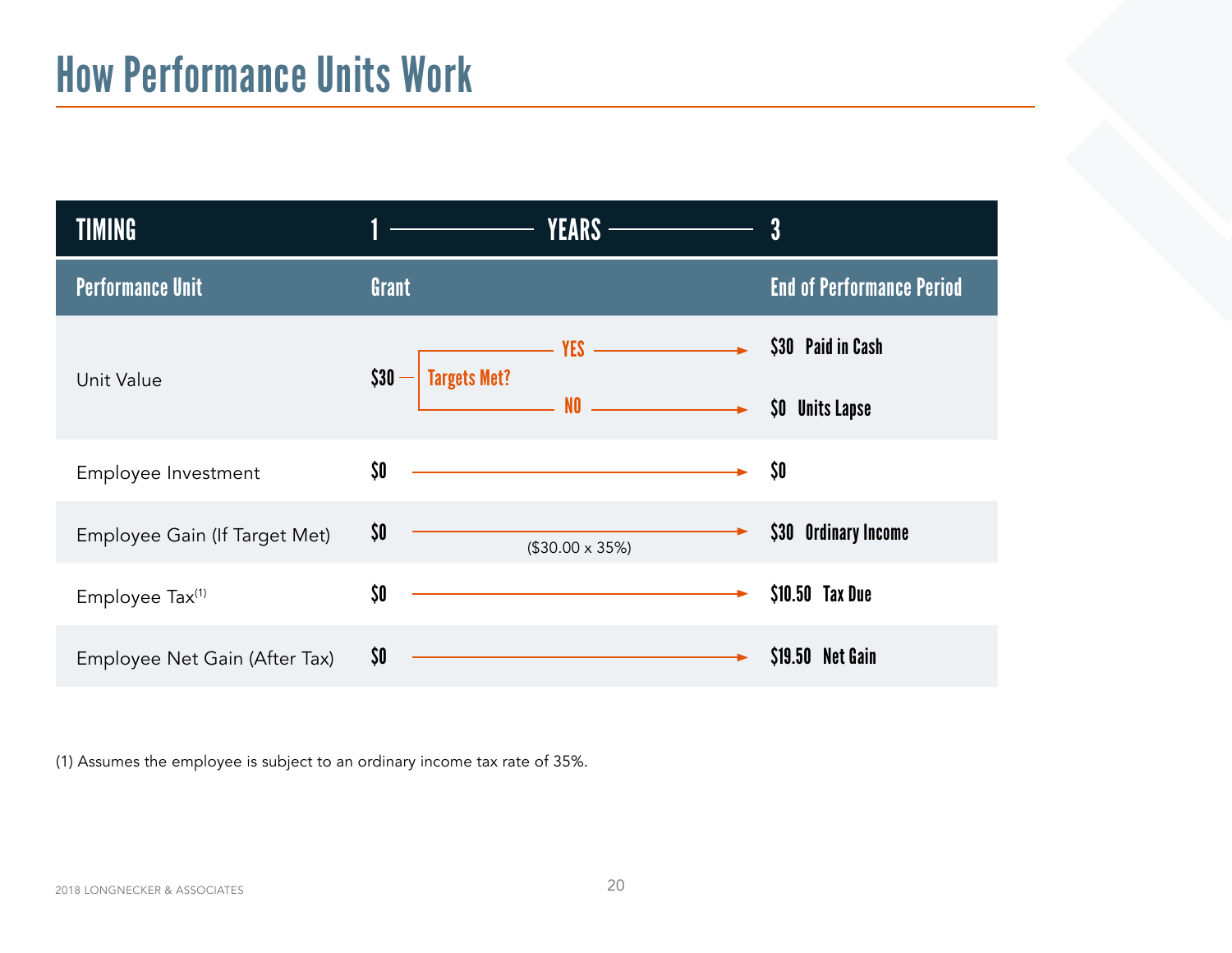# How Performance Units Work

| TIMING | 1 —— YEARS —— | | 3 |
|---|---|---|---|
| **Performance Unit** | **Grant** | | **End of Performance Period** |
| Unit Value | $30 | Targets Met? YES → | $30 Paid in Cash |
| | | Targets Met? NO → | $0 Units Lapse |
| Employee Investment | $0 | → | $0 |
| Employee Gain (If Target Met) | $0 | → | $30 Ordinary Income |
| Employee Tax[1] | $0 | ($30.00 x 35%) → | $10.50 Tax Due |
| Employee Net Gain (After Tax) | $0 | → | $19.50 Net Gain |

(1) Assumes the employee is subject to an ordinary income tax rate of 35%.

2018 LONGNECKER & ASSOCIATES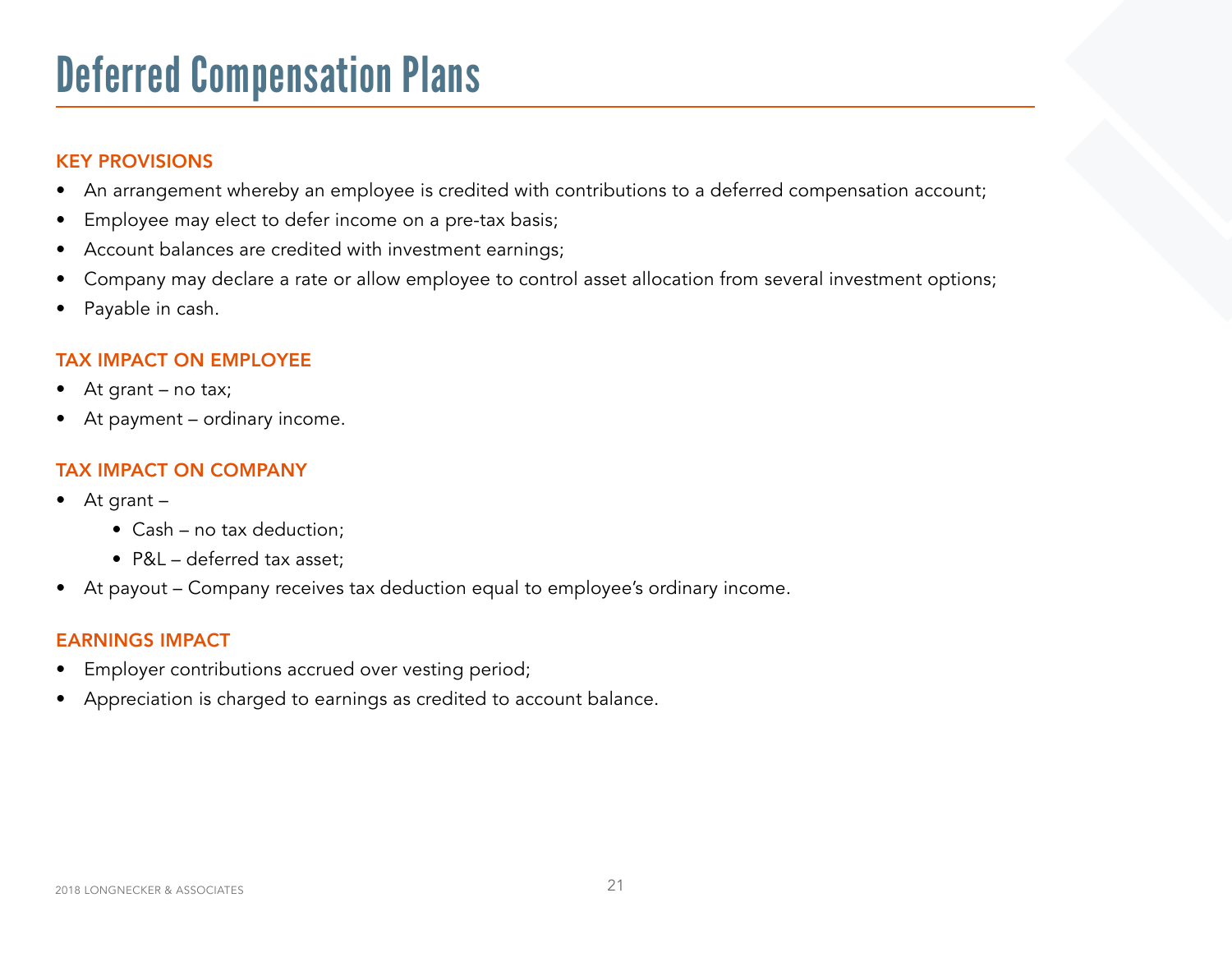# Deferred Compensation Plans

## KEY PROVISIONS

- An arrangement whereby an employee is credited with contributions to a deferred compensation account;
- Employee may elect to defer income on a pre-tax basis;
- Account balances are credited with investment earnings;
- Company may declare a rate or allow employee to control asset allocation from several investment options;
- Payable in cash.

## TAX IMPACT ON EMPLOYEE

- At grant – no tax;
- At payment – ordinary income.

## TAX IMPACT ON COMPANY

- At grant –
  - Cash – no tax deduction;
  - P&L – deferred tax asset;
- At payout – Company receives tax deduction equal to employee's ordinary income.

## EARNINGS IMPACT

- Employer contributions accrued over vesting period;
- Appreciation is charged to earnings as credited to account balance.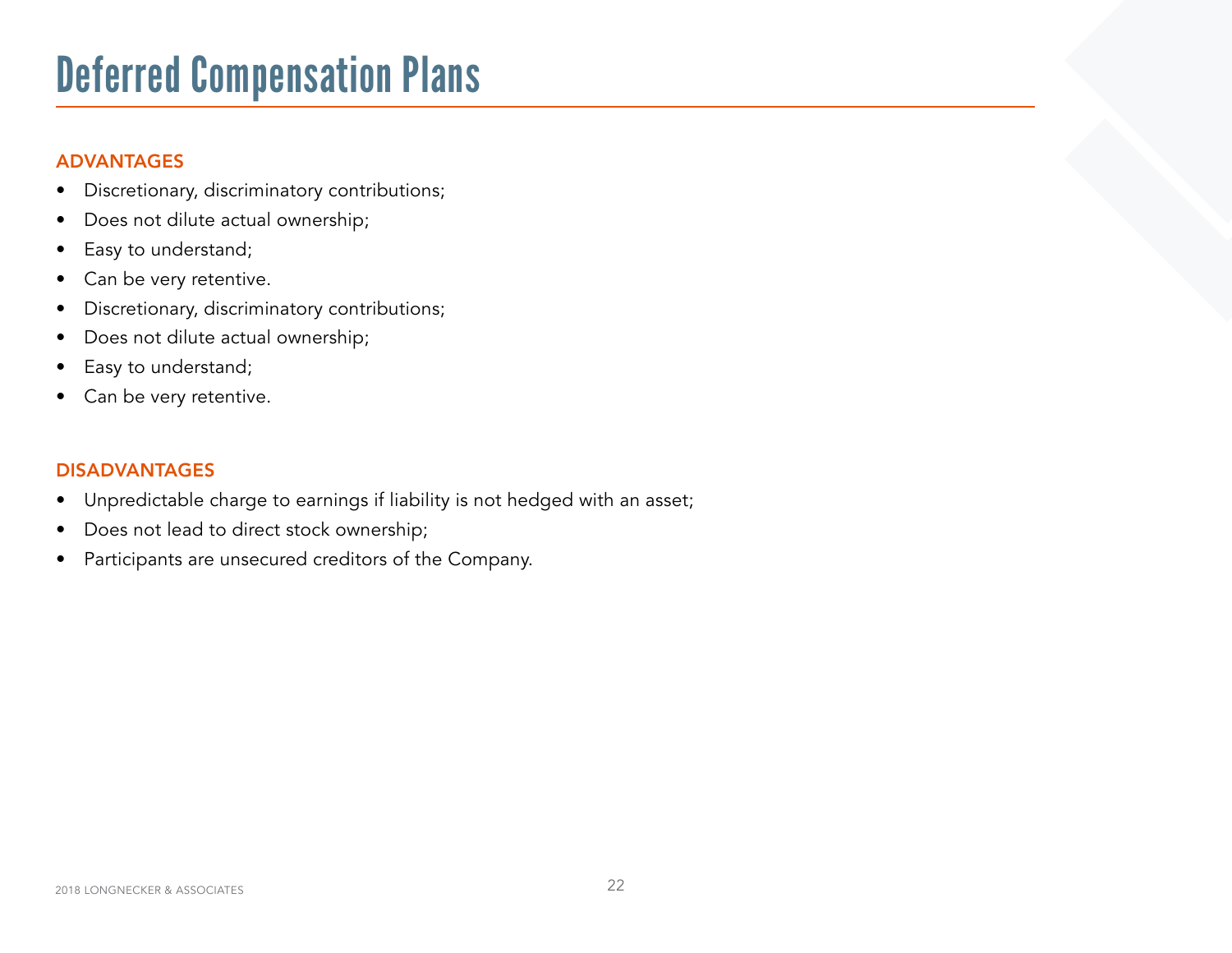# Deferred Compensation Plans

### ADVANTAGES

- Discretionary, discriminatory contributions;
- Does not dilute actual ownership;
- Easy to understand;
- Can be very retentive.
- Discretionary, discriminatory contributions;
- Does not dilute actual ownership;
- Easy to understand;
- Can be very retentive.

### DISADVANTAGES

- Unpredictable charge to earnings if liability is not hedged with an asset;
- Does not lead to direct stock ownership;
- Participants are unsecured creditors of the Company.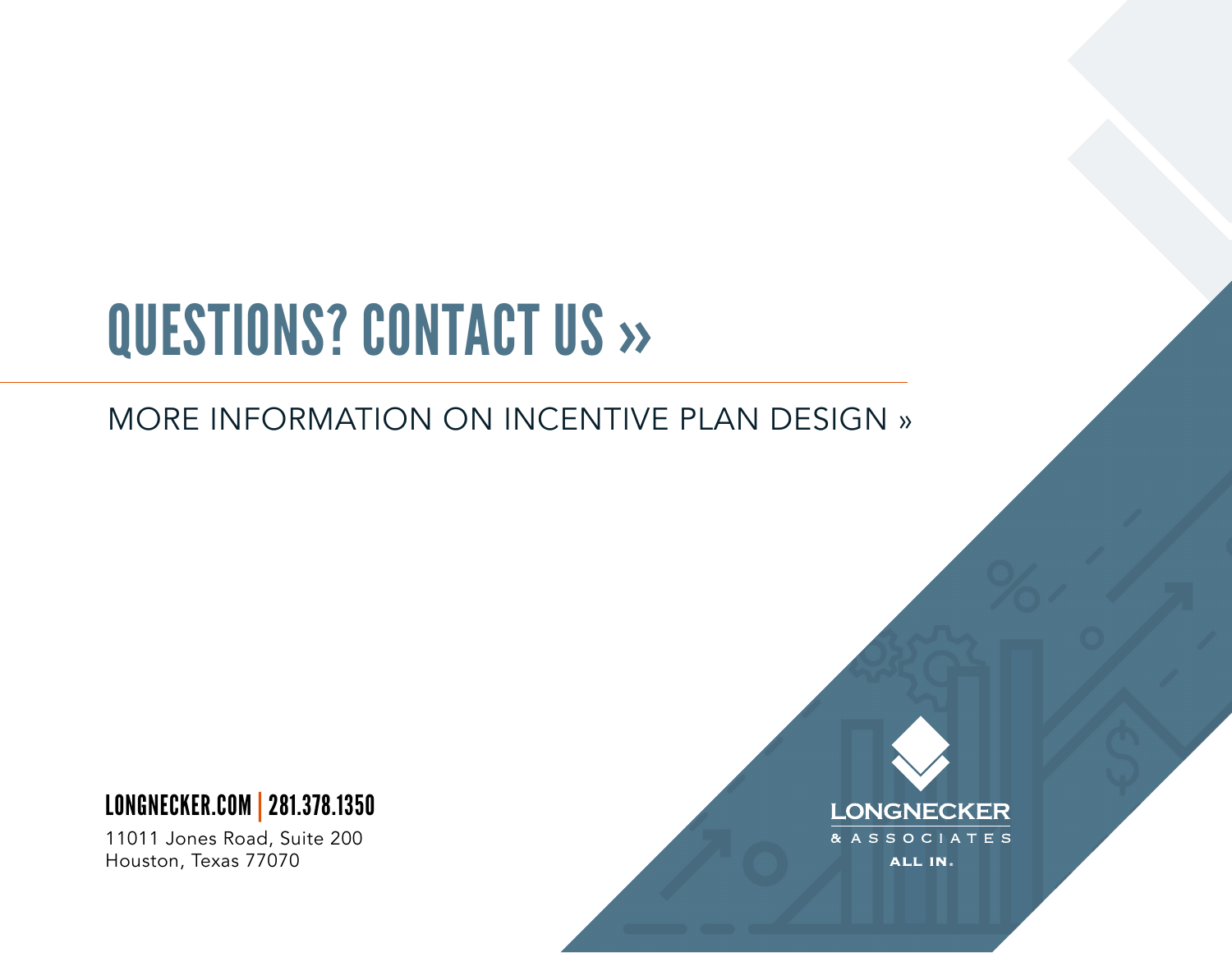# QUESTIONS? CONTACT US »

MORE INFORMATION ON INCENTIVE PLAN DESIGN »

**LONGNECKER.COM | 281.378.1350**

11011 Jones Road, Suite 200
Houston, Texas 77070

LONGNECKER
& ASSOCIATES
ALL IN.